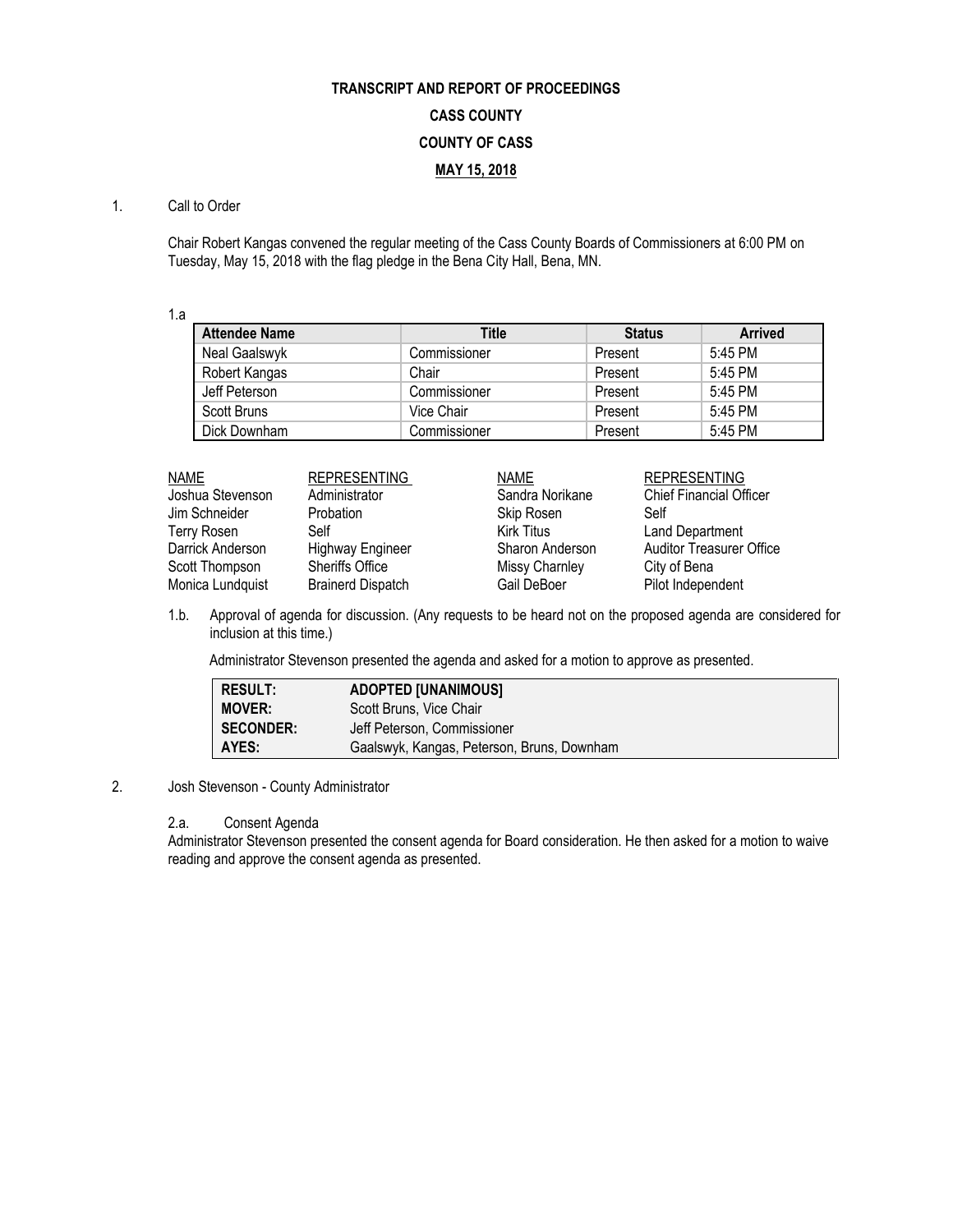**TRANSCRIPT AND REPORT OF PROCEEDINGS**

**CASS COUNTY**

**COUNTY OF CASS**

**MAY 15, 2018**

1. Call to Order

Chair Robert Kangas convened the regular meeting of the Cass County Boards of Commissioners at 6:00 PM on Tuesday, May 15, 2018 with the flag pledge in the Bena City Hall, Bena, MN.

1.a

| Attendee Name | Title | Status | Arrived |
|---|---|---|---|
| Neal Gaalswyk | Commissioner | Present | 5:45 PM |
| Robert Kangas | Chair | Present | 5:45 PM |
| Jeff Peterson | Commissioner | Present | 5:45 PM |
| Scott Bruns | Vice Chair | Present | 5:45 PM |
| Dick Downham | Commissioner | Present | 5:45 PM |

| NAME | REPRESENTING | NAME | REPRESENTING |
|---|---|---|---|
| Joshua Stevenson | Administrator | Sandra Norikane | Chief Financial Officer |
| Jim Schneider | Probation | Skip Rosen | Self |
| Terry Rosen | Self | Kirk Titus | Land Department |
| Darrick Anderson | Highway Engineer | Sharon Anderson | Auditor Treasurer Office |
| Scott Thompson | Sheriffs Office | Missy Charnley | City of Bena |
| Monica Lundquist | Brainerd Dispatch | Gail DeBoer | Pilot Independent |

1.b. Approval of agenda for discussion. (Any requests to be heard not on the proposed agenda are considered for inclusion at this time.)

Administrator Stevenson presented the agenda and asked for a motion to approve as presented.

| | |
|---|---|
| **RESULT:** | **ADOPTED [UNANIMOUS]** |
| **MOVER:** | Scott Bruns, Vice Chair |
| **SECONDER:** | Jeff Peterson, Commissioner |
| **AYES:** | Gaalswyk, Kangas, Peterson, Bruns, Downham |

2. Josh Stevenson - County Administrator

2.a. Consent Agenda

Administrator Stevenson presented the consent agenda for Board consideration. He then asked for a motion to waive reading and approve the consent agenda as presented.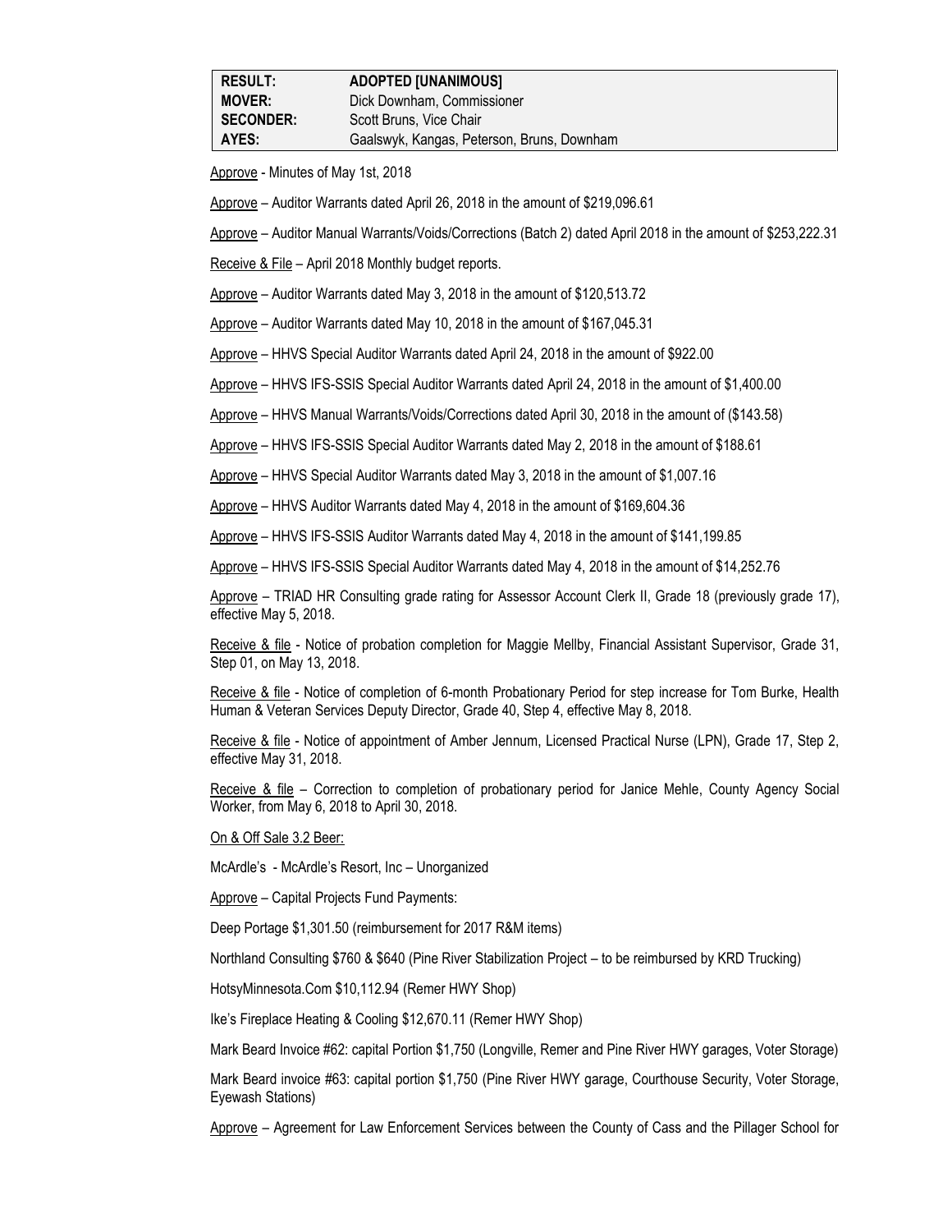| RESULT: | ADOPTED [UNANIMOUS] |
|---|---|
| MOVER: | Dick Downham, Commissioner |
| SECONDER: | Scott Bruns, Vice Chair |
| AYES: | Gaalswyk, Kangas, Peterson, Bruns, Downham |

Approve - Minutes of May 1st, 2018

Approve – Auditor Warrants dated April 26, 2018 in the amount of $219,096.61

Approve – Auditor Manual Warrants/Voids/Corrections (Batch 2) dated April 2018 in the amount of $253,222.31

Receive & File – April 2018 Monthly budget reports.

Approve – Auditor Warrants dated May 3, 2018 in the amount of $120,513.72

Approve – Auditor Warrants dated May 10, 2018 in the amount of $167,045.31

Approve – HHVS Special Auditor Warrants dated April 24, 2018 in the amount of $922.00

Approve – HHVS IFS-SSIS Special Auditor Warrants dated April 24, 2018 in the amount of $1,400.00

Approve – HHVS Manual Warrants/Voids/Corrections dated April 30, 2018 in the amount of ($143.58)

Approve – HHVS IFS-SSIS Special Auditor Warrants dated May 2, 2018 in the amount of $188.61

Approve – HHVS Special Auditor Warrants dated May 3, 2018 in the amount of $1,007.16

Approve – HHVS Auditor Warrants dated May 4, 2018 in the amount of $169,604.36

Approve – HHVS IFS-SSIS Auditor Warrants dated May 4, 2018 in the amount of $141,199.85

Approve – HHVS IFS-SSIS Special Auditor Warrants dated May 4, 2018 in the amount of $14,252.76

Approve – TRIAD HR Consulting grade rating for Assessor Account Clerk II, Grade 18 (previously grade 17), effective May 5, 2018.

Receive & file - Notice of probation completion for Maggie Mellby, Financial Assistant Supervisor, Grade 31, Step 01, on May 13, 2018.

Receive & file - Notice of completion of 6-month Probationary Period for step increase for Tom Burke, Health Human & Veteran Services Deputy Director, Grade 40, Step 4, effective May 8, 2018.

Receive & file - Notice of appointment of Amber Jennum, Licensed Practical Nurse (LPN), Grade 17, Step 2, effective May 31, 2018.

Receive & file – Correction to completion of probationary period for Janice Mehle, County Agency Social Worker, from May 6, 2018 to April 30, 2018.

On & Off Sale 3.2 Beer:

McArdle's - McArdle's Resort, Inc – Unorganized

Approve – Capital Projects Fund Payments:

Deep Portage $1,301.50 (reimbursement for 2017 R&M items)

Northland Consulting $760 & $640 (Pine River Stabilization Project – to be reimbursed by KRD Trucking)

HotsyMinnesota.Com $10,112.94 (Remer HWY Shop)

Ike's Fireplace Heating & Cooling $12,670.11 (Remer HWY Shop)

Mark Beard Invoice #62: capital Portion $1,750 (Longville, Remer and Pine River HWY garages, Voter Storage)

Mark Beard invoice #63: capital portion $1,750 (Pine River HWY garage, Courthouse Security, Voter Storage, Eyewash Stations)

Approve – Agreement for Law Enforcement Services between the County of Cass and the Pillager School for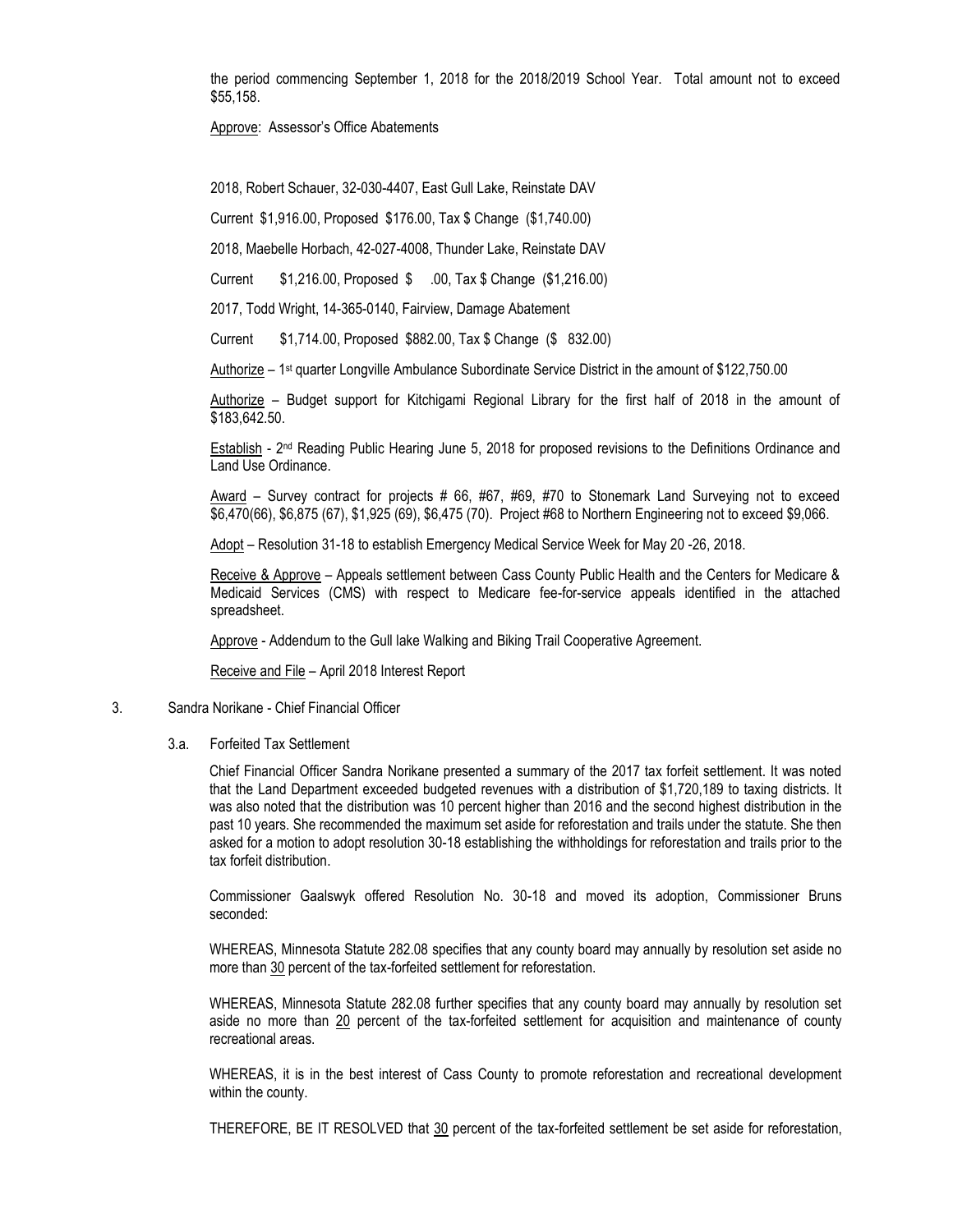the period commencing September 1, 2018 for the 2018/2019 School Year. Total amount not to exceed $55,158.

Approve: Assessor's Office Abatements

2018, Robert Schauer, 32-030-4407, East Gull Lake, Reinstate DAV

Current $1,916.00, Proposed $176.00, Tax $ Change ($1,740.00)

2018, Maebelle Horbach, 42-027-4008, Thunder Lake, Reinstate DAV

Current $1,216.00, Proposed $ .00, Tax $ Change ($1,216.00)

2017, Todd Wright, 14-365-0140, Fairview, Damage Abatement

Current $1,714.00, Proposed $882.00, Tax $ Change ($ 832.00)

Authorize – 1st quarter Longville Ambulance Subordinate Service District in the amount of $122,750.00

Authorize – Budget support for Kitchigami Regional Library for the first half of 2018 in the amount of $183,642.50.

Establish - 2nd Reading Public Hearing June 5, 2018 for proposed revisions to the Definitions Ordinance and Land Use Ordinance.

Award – Survey contract for projects # 66, #67, #69, #70 to Stonemark Land Surveying not to exceed $6,470(66), $6,875 (67), $1,925 (69), $6,475 (70). Project #68 to Northern Engineering not to exceed $9,066.

Adopt – Resolution 31-18 to establish Emergency Medical Service Week for May 20 -26, 2018.

Receive & Approve – Appeals settlement between Cass County Public Health and the Centers for Medicare & Medicaid Services (CMS) with respect to Medicare fee-for-service appeals identified in the attached spreadsheet.

Approve - Addendum to the Gull lake Walking and Biking Trail Cooperative Agreement.

Receive and File – April 2018 Interest Report

3. Sandra Norikane - Chief Financial Officer

3.a. Forfeited Tax Settlement

Chief Financial Officer Sandra Norikane presented a summary of the 2017 tax forfeit settlement. It was noted that the Land Department exceeded budgeted revenues with a distribution of $1,720,189 to taxing districts. It was also noted that the distribution was 10 percent higher than 2016 and the second highest distribution in the past 10 years. She recommended the maximum set aside for reforestation and trails under the statute. She then asked for a motion to adopt resolution 30-18 establishing the withholdings for reforestation and trails prior to the tax forfeit distribution.

Commissioner Gaalswyk offered Resolution No. 30-18 and moved its adoption, Commissioner Bruns seconded:

WHEREAS, Minnesota Statute 282.08 specifies that any county board may annually by resolution set aside no more than 30 percent of the tax-forfeited settlement for reforestation.

WHEREAS, Minnesota Statute 282.08 further specifies that any county board may annually by resolution set aside no more than 20 percent of the tax-forfeited settlement for acquisition and maintenance of county recreational areas.

WHEREAS, it is in the best interest of Cass County to promote reforestation and recreational development within the county.

THEREFORE, BE IT RESOLVED that 30 percent of the tax-forfeited settlement be set aside for reforestation,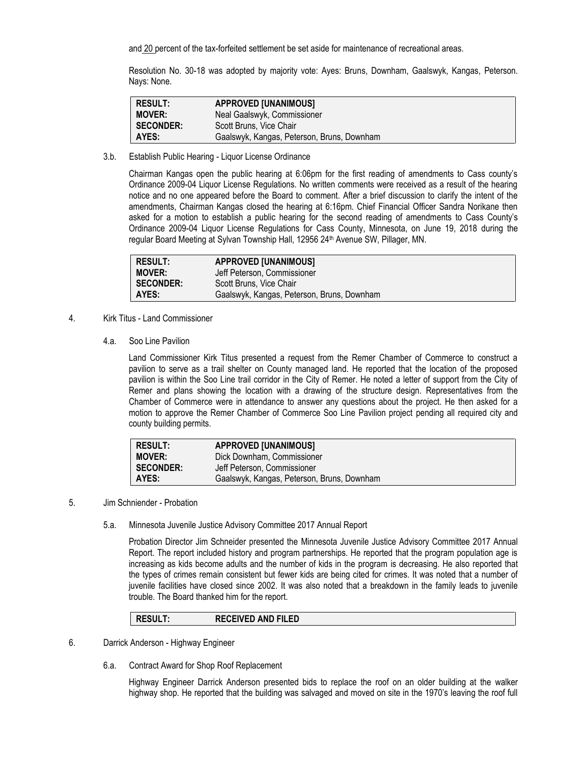and 20 percent of the tax-forfeited settlement be set aside for maintenance of recreational areas.

Resolution No. 30-18 was adopted by majority vote: Ayes: Bruns, Downham, Gaalswyk, Kangas, Peterson. Nays: None.

| | |
|---|---|
| **RESULT:** | **APPROVED [UNANIMOUS]** |
| **MOVER:** | Neal Gaalswyk, Commissioner |
| **SECONDER:** | Scott Bruns, Vice Chair |
| **AYES:** | Gaalswyk, Kangas, Peterson, Bruns, Downham |

3.b. Establish Public Hearing - Liquor License Ordinance

Chairman Kangas open the public hearing at 6:06pm for the first reading of amendments to Cass county's Ordinance 2009-04 Liquor License Regulations. No written comments were received as a result of the hearing notice and no one appeared before the Board to comment. After a brief discussion to clarify the intent of the amendments, Chairman Kangas closed the hearing at 6:16pm. Chief Financial Officer Sandra Norikane then asked for a motion to establish a public hearing for the second reading of amendments to Cass County's Ordinance 2009-04 Liquor License Regulations for Cass County, Minnesota, on June 19, 2018 during the regular Board Meeting at Sylvan Township Hall, 12956 24th Avenue SW, Pillager, MN.

| | |
|---|---|
| **RESULT:** | **APPROVED [UNANIMOUS]** |
| **MOVER:** | Jeff Peterson, Commissioner |
| **SECONDER:** | Scott Bruns, Vice Chair |
| **AYES:** | Gaalswyk, Kangas, Peterson, Bruns, Downham |

4. Kirk Titus - Land Commissioner

4.a. Soo Line Pavilion

Land Commissioner Kirk Titus presented a request from the Remer Chamber of Commerce to construct a pavilion to serve as a trail shelter on County managed land. He reported that the location of the proposed pavilion is within the Soo Line trail corridor in the City of Remer. He noted a letter of support from the City of Remer and plans showing the location with a drawing of the structure design. Representatives from the Chamber of Commerce were in attendance to answer any questions about the project. He then asked for a motion to approve the Remer Chamber of Commerce Soo Line Pavilion project pending all required city and county building permits.

| | |
|---|---|
| **RESULT:** | **APPROVED [UNANIMOUS]** |
| **MOVER:** | Dick Downham, Commissioner |
| **SECONDER:** | Jeff Peterson, Commissioner |
| **AYES:** | Gaalswyk, Kangas, Peterson, Bruns, Downham |

5. Jim Schniender - Probation

5.a. Minnesota Juvenile Justice Advisory Committee 2017 Annual Report

Probation Director Jim Schneider presented the Minnesota Juvenile Justice Advisory Committee 2017 Annual Report. The report included history and program partnerships. He reported that the program population age is increasing as kids become adults and the number of kids in the program is decreasing. He also reported that the types of crimes remain consistent but fewer kids are being cited for crimes. It was noted that a number of juvenile facilities have closed since 2002. It was also noted that a breakdown in the family leads to juvenile trouble. The Board thanked him for the report.

| | |
|---|---|
| **RESULT:** | **RECEIVED AND FILED** |

6. Darrick Anderson - Highway Engineer

6.a. Contract Award for Shop Roof Replacement

Highway Engineer Darrick Anderson presented bids to replace the roof on an older building at the walker highway shop. He reported that the building was salvaged and moved on site in the 1970's leaving the roof full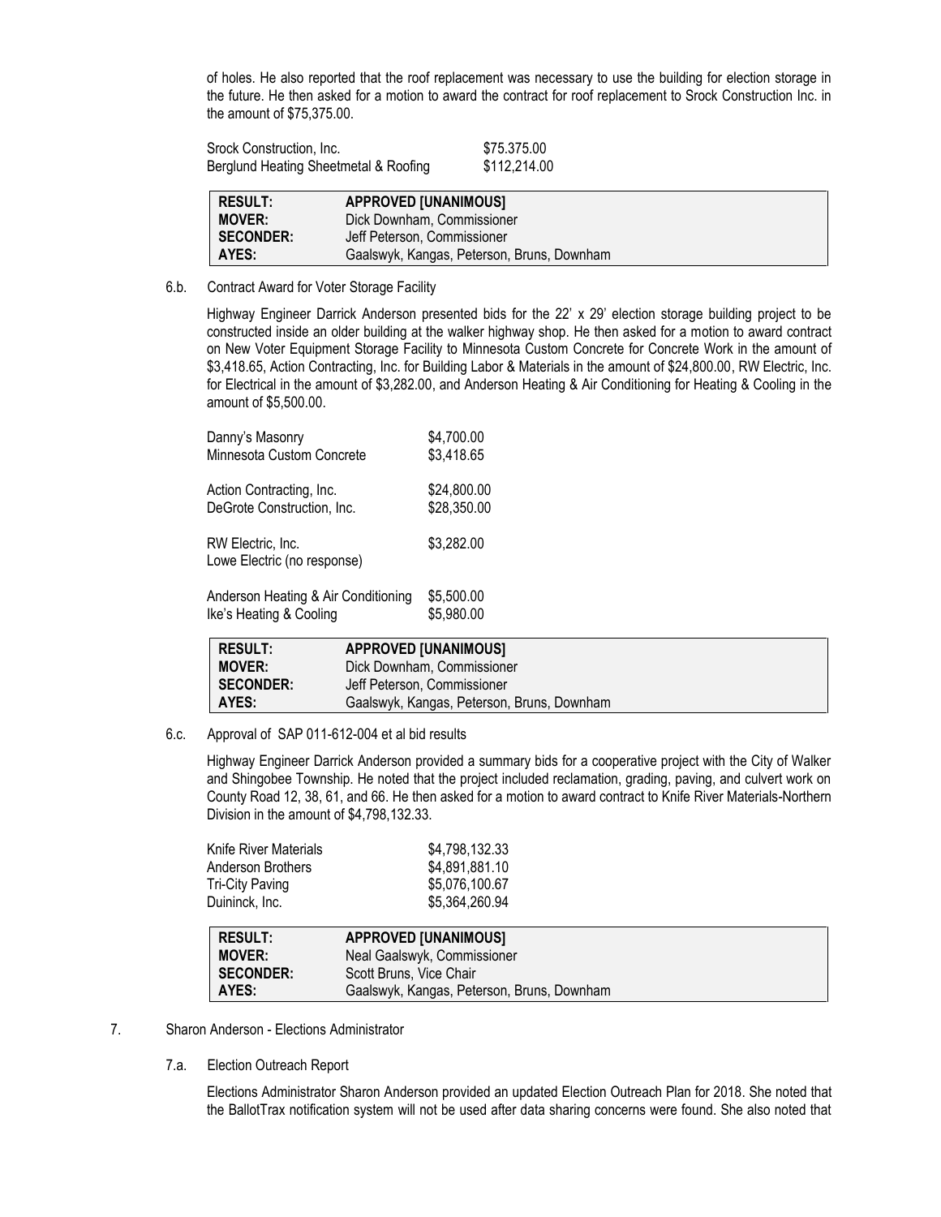of holes. He also reported that the roof replacement was necessary to use the building for election storage in the future. He then asked for a motion to award the contract for roof replacement to Srock Construction Inc. in the amount of $75,375.00.

| | |
|---|---|
| Srock Construction, Inc. | $75.375.00 |
| Berglund Heating Sheetmetal & Roofing | $112,214.00 |

| | |
|---|---|
| **RESULT:** | **APPROVED [UNANIMOUS]** |
| **MOVER:** | Dick Downham, Commissioner |
| **SECONDER:** | Jeff Peterson, Commissioner |
| **AYES:** | Gaalswyk, Kangas, Peterson, Bruns, Downham |

6.b. Contract Award for Voter Storage Facility

Highway Engineer Darrick Anderson presented bids for the 22' x 29' election storage building project to be constructed inside an older building at the walker highway shop. He then asked for a motion to award contract on New Voter Equipment Storage Facility to Minnesota Custom Concrete for Concrete Work in the amount of $3,418.65, Action Contracting, Inc. for Building Labor & Materials in the amount of $24,800.00, RW Electric, Inc. for Electrical in the amount of $3,282.00, and Anderson Heating & Air Conditioning for Heating & Cooling in the amount of $5,500.00.

| | |
|---|---|
| Danny's Masonry | $4,700.00 |
| Minnesota Custom Concrete | $3,418.65 |
| | |
| Action Contracting, Inc. | $24,800.00 |
| DeGrote Construction, Inc. | $28,350.00 |
| | |
| RW Electric, Inc. | $3,282.00 |
| Lowe Electric (no response) | |
| | |
| Anderson Heating & Air Conditioning | $5,500.00 |
| Ike's Heating & Cooling | $5,980.00 |

| | |
|---|---|
| **RESULT:** | **APPROVED [UNANIMOUS]** |
| **MOVER:** | Dick Downham, Commissioner |
| **SECONDER:** | Jeff Peterson, Commissioner |
| **AYES:** | Gaalswyk, Kangas, Peterson, Bruns, Downham |

6.c. Approval of SAP 011-612-004 et al bid results

Highway Engineer Darrick Anderson provided a summary bids for a cooperative project with the City of Walker and Shingobee Township. He noted that the project included reclamation, grading, paving, and culvert work on County Road 12, 38, 61, and 66. He then asked for a motion to award contract to Knife River Materials-Northern Division in the amount of $4,798,132.33.

| | |
|---|---|
| Knife River Materials | $4,798,132.33 |
| Anderson Brothers | $4,891,881.10 |
| Tri-City Paving | $5,076,100.67 |
| Duininck, Inc. | $5,364,260.94 |

| | |
|---|---|
| **RESULT:** | **APPROVED [UNANIMOUS]** |
| **MOVER:** | Neal Gaalswyk, Commissioner |
| **SECONDER:** | Scott Bruns, Vice Chair |
| **AYES:** | Gaalswyk, Kangas, Peterson, Bruns, Downham |

7. Sharon Anderson - Elections Administrator

7.a. Election Outreach Report

Elections Administrator Sharon Anderson provided an updated Election Outreach Plan for 2018. She noted that the BallotTrax notification system will not be used after data sharing concerns were found. She also noted that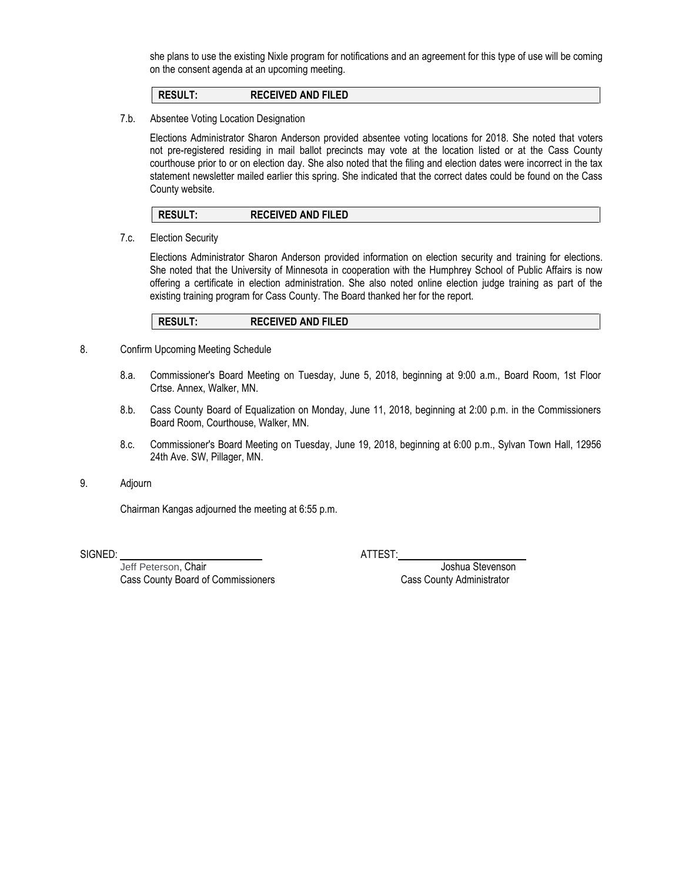she plans to use the existing Nixle program for notifications and an agreement for this type of use will be coming on the consent agenda at an upcoming meeting.

| RESULT: | RECEIVED AND FILED |
|---|---|

7.b. Absentee Voting Location Designation

Elections Administrator Sharon Anderson provided absentee voting locations for 2018. She noted that voters not pre-registered residing in mail ballot precincts may vote at the location listed or at the Cass County courthouse prior to or on election day. She also noted that the filing and election dates were incorrect in the tax statement newsletter mailed earlier this spring. She indicated that the correct dates could be found on the Cass County website.

| RESULT: | RECEIVED AND FILED |
|---|---|

7.c. Election Security

Elections Administrator Sharon Anderson provided information on election security and training for elections. She noted that the University of Minnesota in cooperation with the Humphrey School of Public Affairs is now offering a certificate in election administration. She also noted online election judge training as part of the existing training program for Cass County. The Board thanked her for the report.

| RESULT: | RECEIVED AND FILED |
|---|---|

8. Confirm Upcoming Meeting Schedule

8.a. Commissioner's Board Meeting on Tuesday, June 5, 2018, beginning at 9:00 a.m., Board Room, 1st Floor Crtse. Annex, Walker, MN.

8.b. Cass County Board of Equalization on Monday, June 11, 2018, beginning at 2:00 p.m. in the Commissioners Board Room, Courthouse, Walker, MN.

8.c. Commissioner's Board Meeting on Tuesday, June 19, 2018, beginning at 6:00 p.m., Sylvan Town Hall, 12956 24th Ave. SW, Pillager, MN.

9. Adjourn

Chairman Kangas adjourned the meeting at 6:55 p.m.

SIGNED: ____________________________

Jeff Peterson, Chair
Cass County Board of Commissioners

ATTEST: ____________________________

Joshua Stevenson
Cass County Administrator